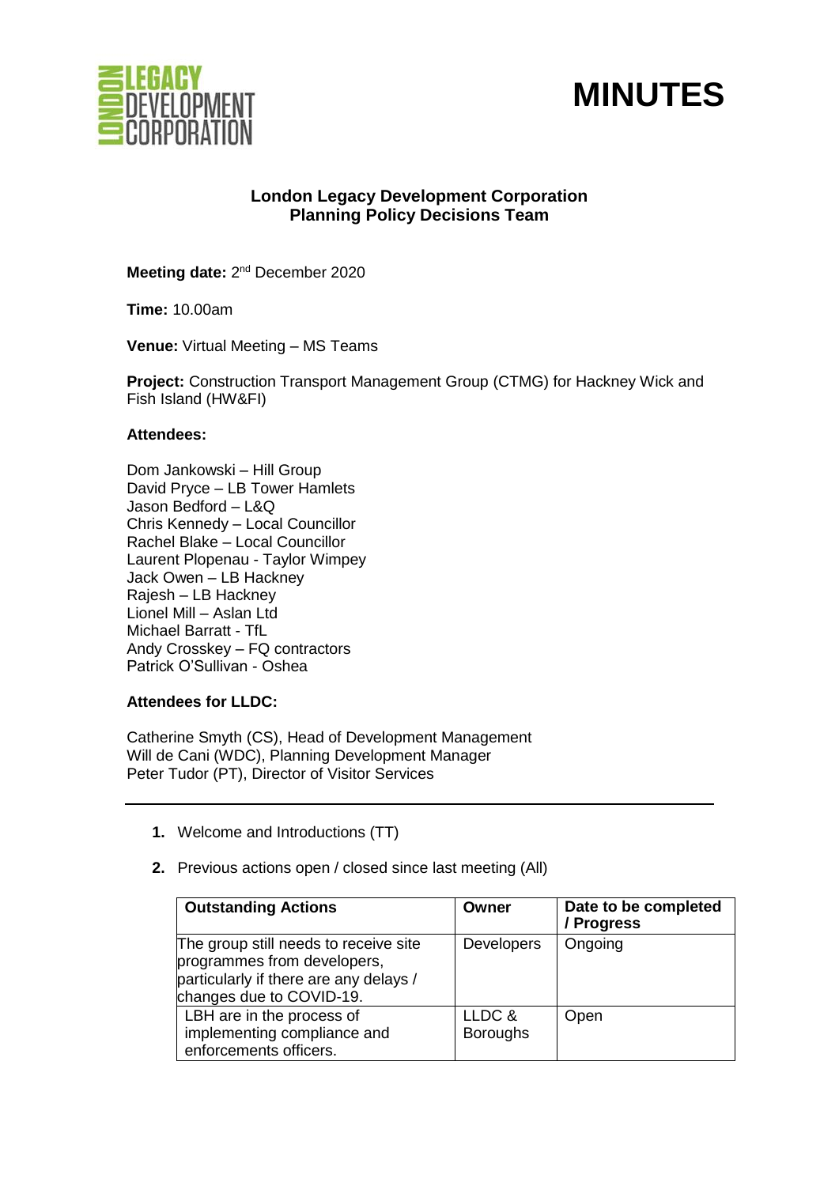# MINUTES

**London Legacy Development Corporation**
**Planning Policy Decisions Team**

**Meeting date:** 2nd December 2020

**Time:** 10.00am

**Venue:** Virtual Meeting – MS Teams

**Project:** Construction Transport Management Group (CTMG) for Hackney Wick and Fish Island (HW&FI)

**Attendees:**

Dom Jankowski – Hill Group
David Pryce – LB Tower Hamlets
Jason Bedford – L&Q
Chris Kennedy – Local Councillor
Rachel Blake – Local Councillor
Laurent Plopenau - Taylor Wimpey
Jack Owen – LB Hackney
Rajesh – LB Hackney
Lionel Mill – Aslan Ltd
Michael Barratt - TfL
Andy Crosskey – FQ contractors
Patrick O'Sullivan - Oshea

**Attendees for LLDC:**

Catherine Smyth (CS), Head of Development Management
Will de Cani (WDC), Planning Development Manager
Peter Tudor (PT), Director of Visitor Services

---

1. Welcome and Introductions (TT)

2. Previous actions open / closed since last meeting (All)

| Outstanding Actions | Owner | Date to be completed / Progress |
|---|---|---|
| The group still needs to receive site programmes from developers, particularly if there are any delays / changes due to COVID-19. | Developers | Ongoing |
| LBH are in the process of implementing compliance and enforcements officers. | LLDC & Boroughs | Open |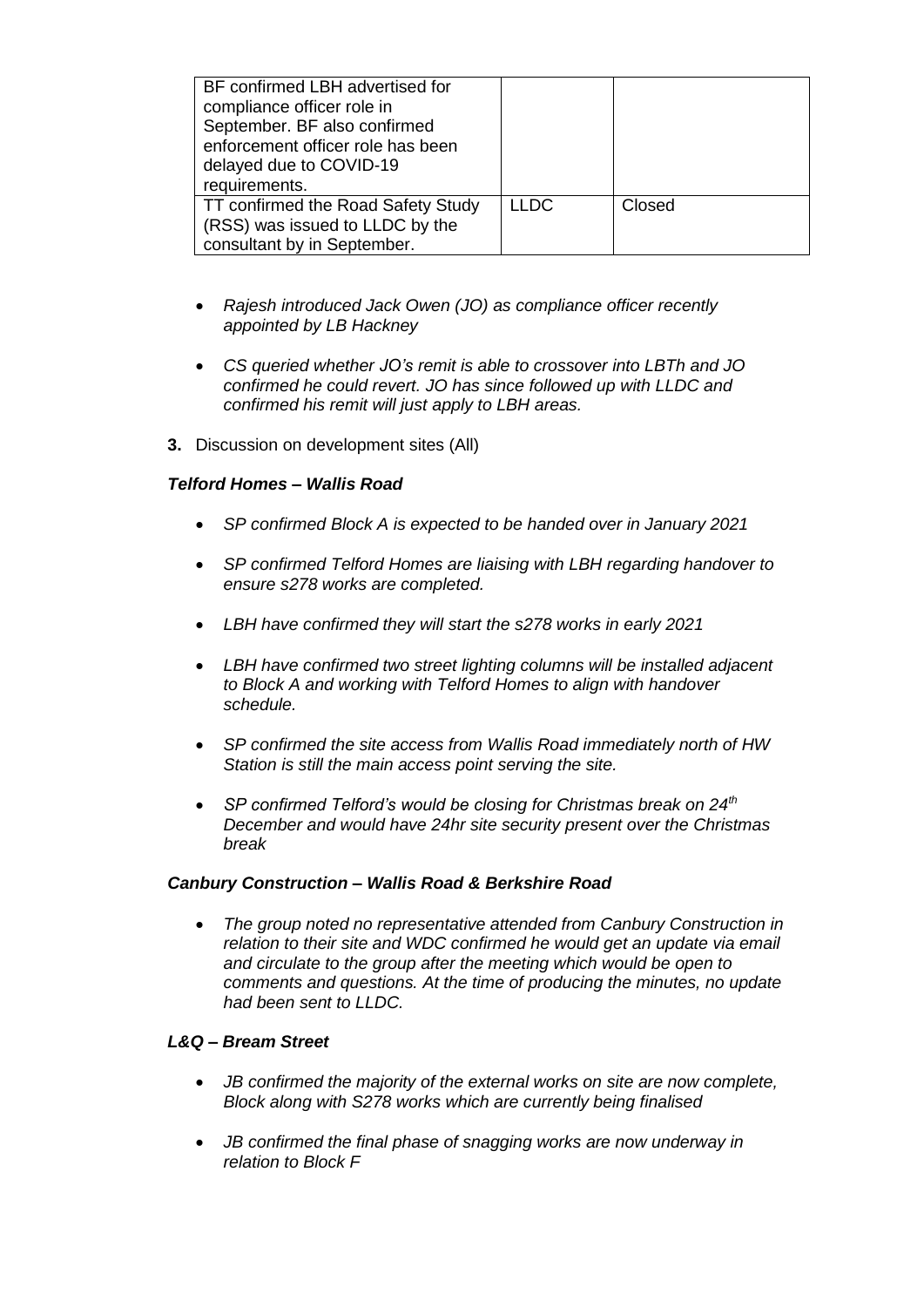| | | |
|---|---|---|
| BF confirmed LBH advertised for compliance officer role in September. BF also confirmed enforcement officer role has been delayed due to COVID-19 requirements. | | |
| TT confirmed the Road Safety Study (RSS) was issued to LLDC by the consultant by in September. | LLDC | Closed |

- *Rajesh introduced Jack Owen (JO) as compliance officer recently appointed by LB Hackney*

- *CS queried whether JO's remit is able to crossover into LBTh and JO confirmed he could revert. JO has since followed up with LLDC and confirmed his remit will just apply to LBH areas.*

**3.** Discussion on development sites (All)

***Telford Homes – Wallis Road***

- *SP confirmed Block A is expected to be handed over in January 2021*

- *SP confirmed Telford Homes are liaising with LBH regarding handover to ensure s278 works are completed.*

- *LBH have confirmed they will start the s278 works in early 2021*

- *LBH have confirmed two street lighting columns will be installed adjacent to Block A and working with Telford Homes to align with handover schedule.*

- *SP confirmed the site access from Wallis Road immediately north of HW Station is still the main access point serving the site.*

- *SP confirmed Telford's would be closing for Christmas break on 24th December and would have 24hr site security present over the Christmas break*

***Canbury Construction – Wallis Road & Berkshire Road***

- *The group noted no representative attended from Canbury Construction in relation to their site and WDC confirmed he would get an update via email and circulate to the group after the meeting which would be open to comments and questions. At the time of producing the minutes, no update had been sent to LLDC.*

***L&Q – Bream Street***

- *JB confirmed the majority of the external works on site are now complete, Block along with S278 works which are currently being finalised*

- *JB confirmed the final phase of snagging works are now underway in relation to Block F*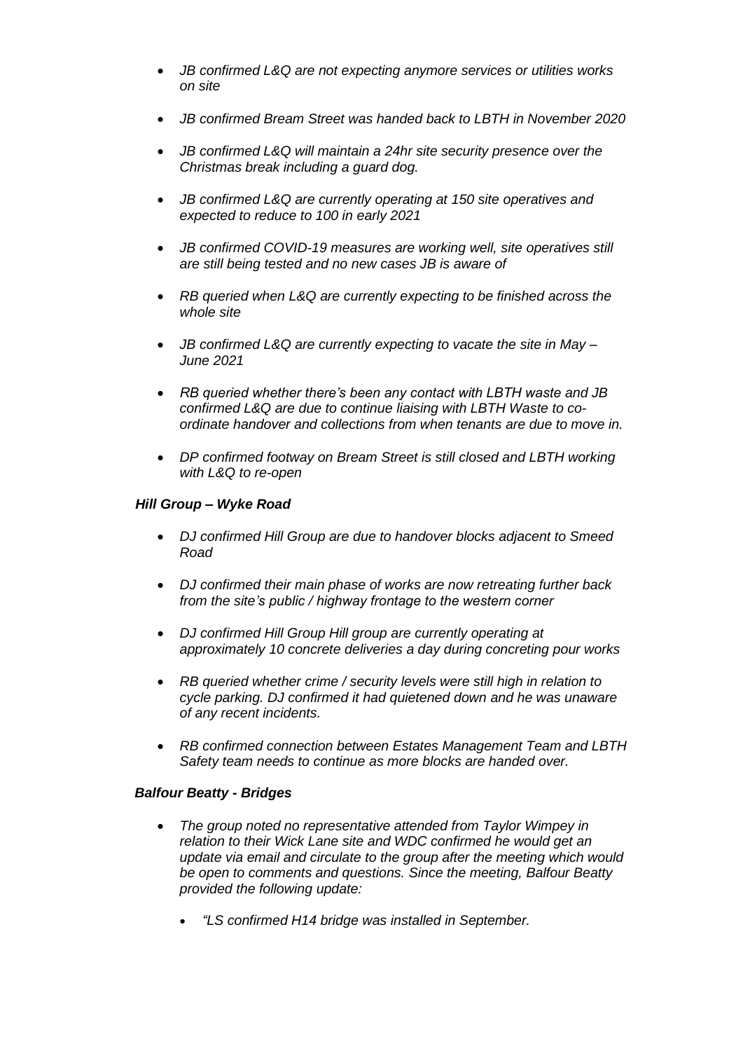- *JB confirmed L&Q are not expecting anymore services or utilities works on site*

- *JB confirmed Bream Street was handed back to LBTH in November 2020*

- *JB confirmed L&Q will maintain a 24hr site security presence over the Christmas break including a guard dog.*

- *JB confirmed L&Q are currently operating at 150 site operatives and expected to reduce to 100 in early 2021*

- *JB confirmed COVID-19 measures are working well, site operatives still are still being tested and no new cases JB is aware of*

- *RB queried when L&Q are currently expecting to be finished across the whole site*

- *JB confirmed L&Q are currently expecting to vacate the site in May – June 2021*

- *RB queried whether there's been any contact with LBTH waste and JB confirmed L&Q are due to continue liaising with LBTH Waste to co-ordinate handover and collections from when tenants are due to move in.*

- *DP confirmed footway on Bream Street is still closed and LBTH working with L&Q to re-open*

***Hill Group – Wyke Road***

- *DJ confirmed Hill Group are due to handover blocks adjacent to Smeed Road*

- *DJ confirmed their main phase of works are now retreating further back from the site's public / highway frontage to the western corner*

- *DJ confirmed Hill Group Hill group are currently operating at approximately 10 concrete deliveries a day during concreting pour works*

- *RB queried whether crime / security levels were still high in relation to cycle parking. DJ confirmed it had quietened down and he was unaware of any recent incidents.*

- *RB confirmed connection between Estates Management Team and LBTH Safety team needs to continue as more blocks are handed over.*

***Balfour Beatty - Bridges***

- *The group noted no representative attended from Taylor Wimpey in relation to their Wick Lane site and WDC confirmed he would get an update via email and circulate to the group after the meeting which would be open to comments and questions. Since the meeting, Balfour Beatty provided the following update:*

  - *"LS confirmed H14 bridge was installed in September.*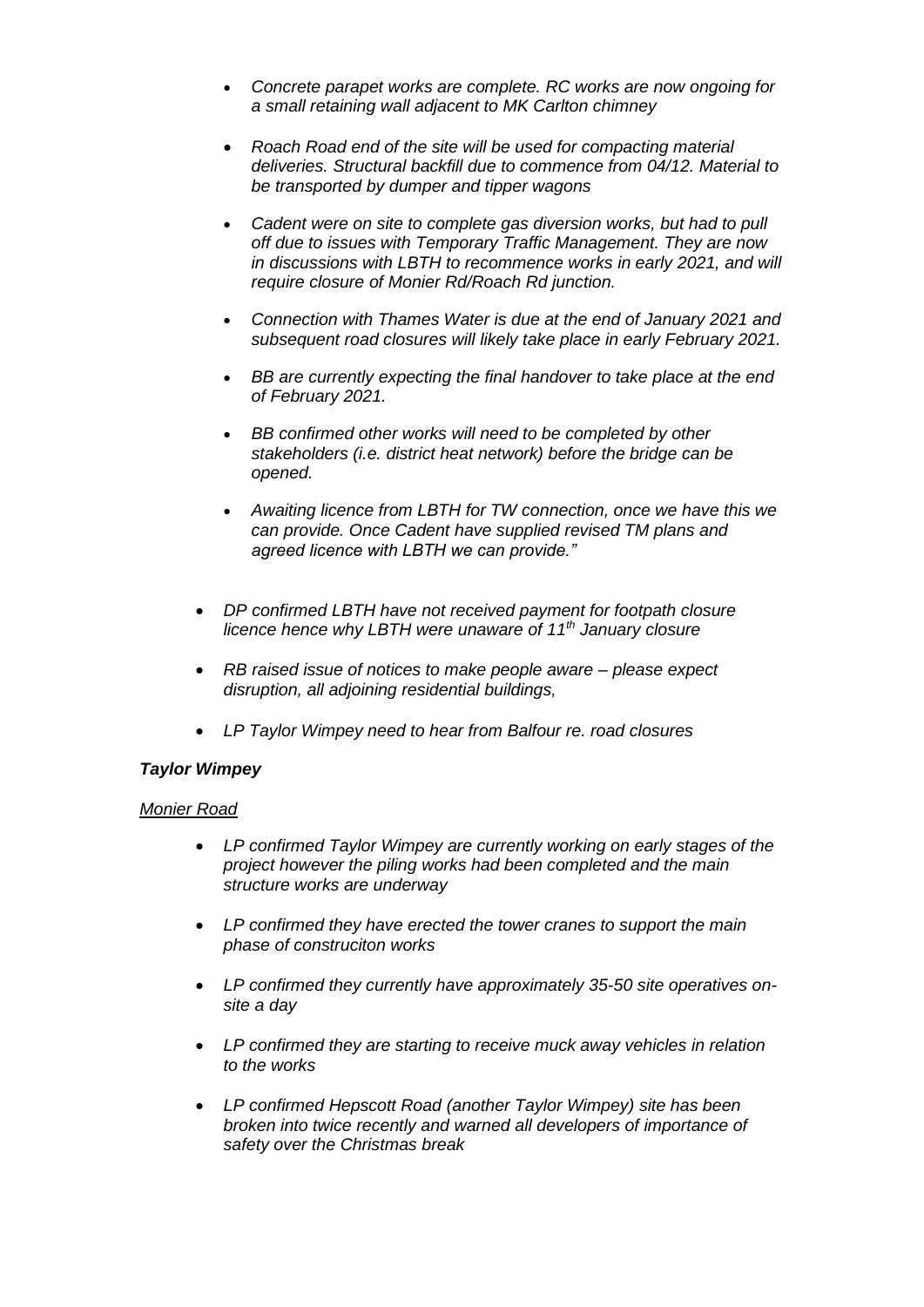- *Concrete parapet works are complete. RC works are now ongoing for a small retaining wall adjacent to MK Carlton chimney*

- *Roach Road end of the site will be used for compacting material deliveries. Structural backfill due to commence from 04/12. Material to be transported by dumper and tipper wagons*

- *Cadent were on site to complete gas diversion works, but had to pull off due to issues with Temporary Traffic Management. They are now in discussions with LBTH to recommence works in early 2021, and will require closure of Monier Rd/Roach Rd junction.*

- *Connection with Thames Water is due at the end of January 2021 and subsequent road closures will likely take place in early February 2021.*

- *BB are currently expecting the final handover to take place at the end of February 2021.*

- *BB confirmed other works will need to be completed by other stakeholders (i.e. district heat network) before the bridge can be opened.*

- *Awaiting licence from LBTH for TW connection, once we have this we can provide. Once Cadent have supplied revised TM plans and agreed licence with LBTH we can provide."*

- *DP confirmed LBTH have not received payment for footpath closure licence hence why LBTH were unaware of 11th January closure*

- *RB raised issue of notices to make people aware – please expect disruption, all adjoining residential buildings,*

- *LP Taylor Wimpey need to hear from Balfour re. road closures*

***Taylor Wimpey***

*Monier Road*

- *LP confirmed Taylor Wimpey are currently working on early stages of the project however the piling works had been completed and the main structure works are underway*

- *LP confirmed they have erected the tower cranes to support the main phase of construciton works*

- *LP confirmed they currently have approximately 35-50 site operatives on-site a day*

- *LP confirmed they are starting to receive muck away vehicles in relation to the works*

- *LP confirmed Hepscott Road (another Taylor Wimpey) site has been broken into twice recently and warned all developers of importance of safety over the Christmas break*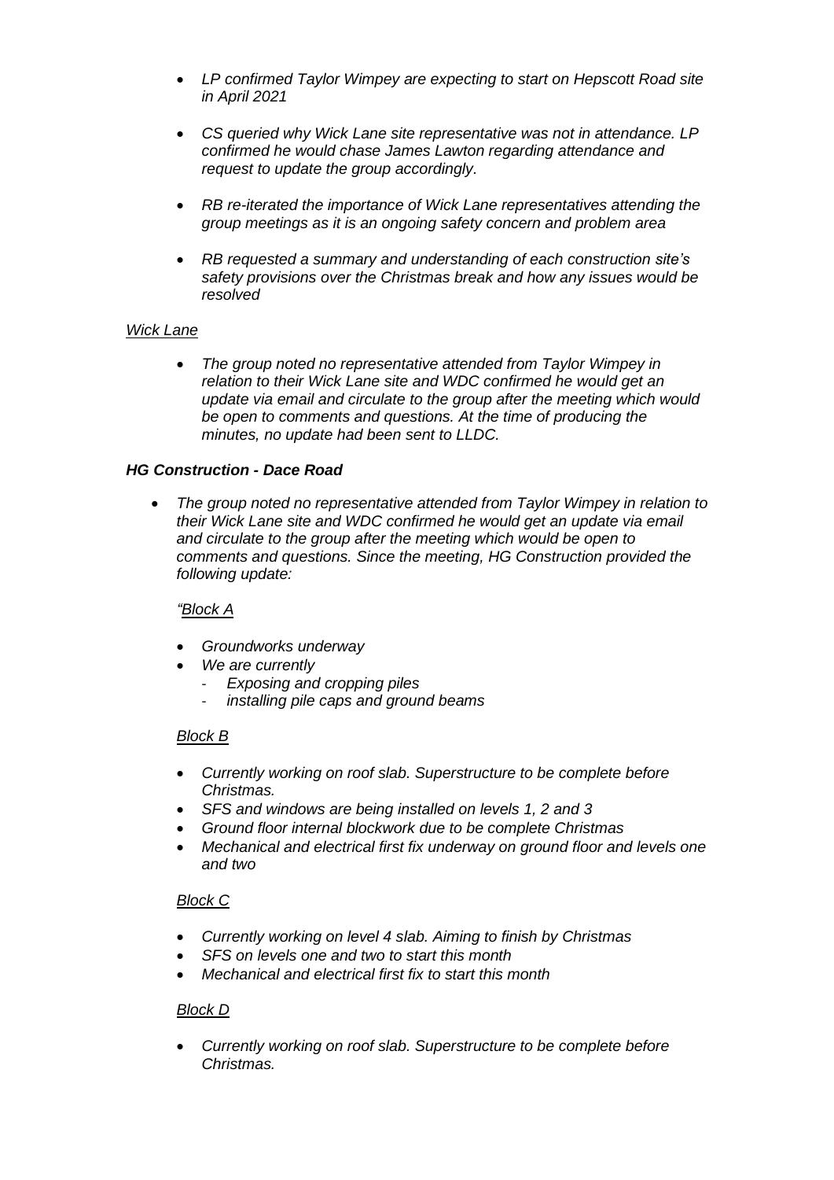- *LP confirmed Taylor Wimpey are expecting to start on Hepscott Road site in April 2021*

- *CS queried why Wick Lane site representative was not in attendance. LP confirmed he would chase James Lawton regarding attendance and request to update the group accordingly.*

- *RB re-iterated the importance of Wick Lane representatives attending the group meetings as it is an ongoing safety concern and problem area*

- *RB requested a summary and understanding of each construction site's safety provisions over the Christmas break and how any issues would be resolved*

*<u>Wick Lane</u>*

- *The group noted no representative attended from Taylor Wimpey in relation to their Wick Lane site and WDC confirmed he would get an update via email and circulate to the group after the meeting which would be open to comments and questions. At the time of producing the minutes, no update had been sent to LLDC.*

***HG Construction - Dace Road***

- *The group noted no representative attended from Taylor Wimpey in relation to their Wick Lane site and WDC confirmed he would get an update via email and circulate to the group after the meeting which would be open to comments and questions. Since the meeting, HG Construction provided the following update:*

  *"<u>Block A</u>*

  - *Groundworks underway*
  - *We are currently*
    - *Exposing and cropping piles*
    - *installing pile caps and ground beams*

  *<u>Block B</u>*

  - *Currently working on roof slab. Superstructure to be complete before Christmas.*
  - *SFS and windows are being installed on levels 1, 2 and 3*
  - *Ground floor internal blockwork due to be complete Christmas*
  - *Mechanical and electrical first fix underway on ground floor and levels one and two*

  *<u>Block C</u>*

  - *Currently working on level 4 slab. Aiming to finish by Christmas*
  - *SFS on levels one and two to start this month*
  - *Mechanical and electrical first fix to start this month*

  *<u>Block D</u>*

  - *Currently working on roof slab. Superstructure to be complete before Christmas.*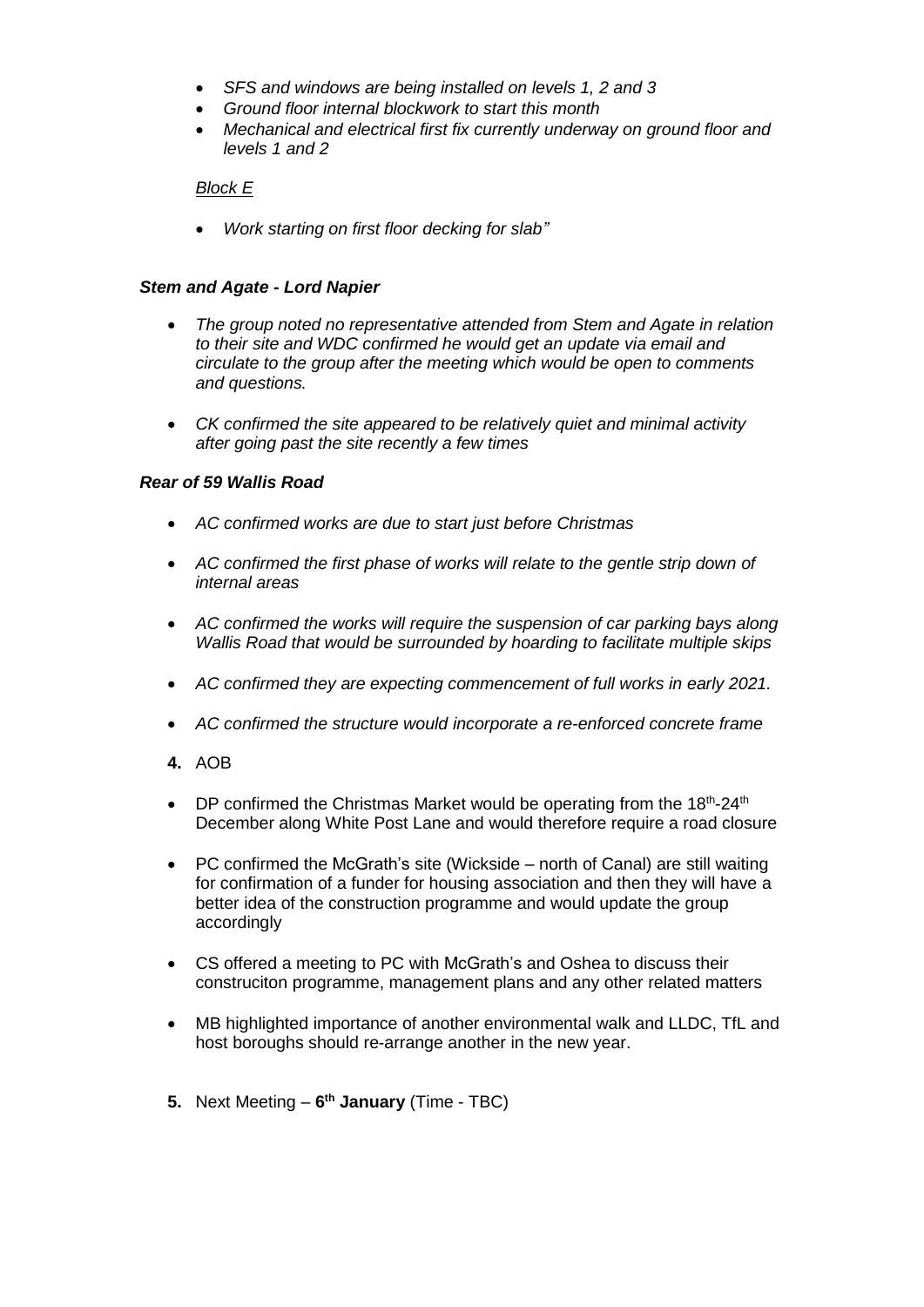- *SFS and windows are being installed on levels 1, 2 and 3*
- *Ground floor internal blockwork to start this month*
- *Mechanical and electrical first fix currently underway on ground floor and levels 1 and 2*

*Block E*

- *Work starting on first floor decking for slab"*

***Stem and Agate - Lord Napier***

- *The group noted no representative attended from Stem and Agate in relation to their site and WDC confirmed he would get an update via email and circulate to the group after the meeting which would be open to comments and questions.*

- *CK confirmed the site appeared to be relatively quiet and minimal activity after going past the site recently a few times*

***Rear of 59 Wallis Road***

- *AC confirmed works are due to start just before Christmas*

- *AC confirmed the first phase of works will relate to the gentle strip down of internal areas*

- *AC confirmed the works will require the suspension of car parking bays along Wallis Road that would be surrounded by hoarding to facilitate multiple skips*

- *AC confirmed they are expecting commencement of full works in early 2021.*

- *AC confirmed the structure would incorporate a re-enforced concrete frame*

**4.** AOB

- DP confirmed the Christmas Market would be operating from the 18th-24th December along White Post Lane and would therefore require a road closure

- PC confirmed the McGrath's site (Wickside – north of Canal) are still waiting for confirmation of a funder for housing association and then they will have a better idea of the construction programme and would update the group accordingly

- CS offered a meeting to PC with McGrath's and Oshea to discuss their construciton programme, management plans and any other related matters

- MB highlighted importance of another environmental walk and LLDC, TfL and host boroughs should re-arrange another in the new year.

**5.** Next Meeting – **6th January** (Time - TBC)